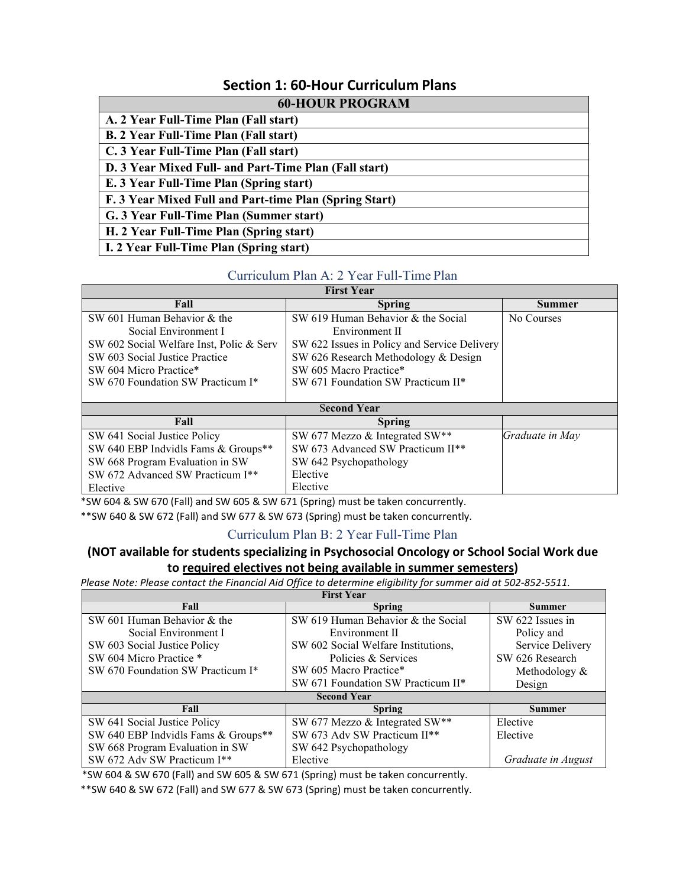## Section 1: 60-Hour Curriculum Plans

| 60-HOUR PROGRAM |
|---|
| **A. 2 Year Full-Time Plan (Fall start)** |
| **B. 2 Year Full-Time Plan (Fall start)** |
| **C. 3 Year Full-Time Plan (Fall start)** |
| **D. 3 Year Mixed Full- and Part-Time Plan (Fall start)** |
| **E. 3 Year Full-Time Plan (Spring start)** |
| **F. 3 Year Mixed Full and Part-time Plan (Spring Start)** |
| **G. 3 Year Full-Time Plan (Summer start)** |
| **H. 2 Year Full-Time Plan (Spring start)** |
| **I. 2 Year Full-Time Plan (Spring start)** |

### Curriculum Plan A: 2 Year Full-Time Plan

| First Year | | |
|---|---|---|
| **Fall** | **Spring** | **Summer** |
| SW 601 Human Behavior & the Social Environment I<br>SW 602 Social Welfare Inst, Polic & Serv<br>SW 603 Social Justice Practice<br>SW 604 Micro Practice*<br>SW 670 Foundation SW Practicum I* | SW 619 Human Behavior & the Social Environment II<br>SW 622 Issues in Policy and Service Delivery<br>SW 626 Research Methodology & Design<br>SW 605 Macro Practice*<br>SW 671 Foundation SW Practicum II* | No Courses |
| **Second Year** | | |
| **Fall** | **Spring** | |
| SW 641 Social Justice Policy<br>SW 640 EBP Indvidls Fams & Groups**<br>SW 668 Program Evaluation in SW<br>SW 672 Advanced SW Practicum I**<br>Elective | SW 677 Mezzo & Integrated SW**<br>SW 673 Advanced SW Practicum II**<br>SW 642 Psychopathology<br>Elective<br>Elective | *Graduate in May* |

*SW 604 & SW 670 (Fall) and SW 605 & SW 671 (Spring) must be taken concurrently.

**SW 640 & SW 672 (Fall) and SW 677 & SW 673 (Spring) must be taken concurrently.

### Curriculum Plan B: 2 Year Full-Time Plan

**(NOT available for students specializing in Psychosocial Oncology or School Social Work due to <u>required electives not being available in summer semesters</u>)**

*Please Note: Please contact the Financial Aid Office to determine eligibility for summer aid at 502-852-5511.*

| First Year | | |
|---|---|---|
| **Fall** | **Spring** | **Summer** |
| SW 601 Human Behavior & the Social Environment I<br>SW 603 Social Justice Policy<br>SW 604 Micro Practice *<br>SW 670 Foundation SW Practicum I* | SW 619 Human Behavior & the Social Environment II<br>SW 602 Social Welfare Institutions, Policies & Services<br>SW 605 Macro Practice*<br>SW 671 Foundation SW Practicum II* | SW 622 Issues in Policy and Service Delivery<br>SW 626 Research Methodology & Design |
| **Second Year** | | |
| **Fall** | **Spring** | **Summer** |
| SW 641 Social Justice Policy<br>SW 640 EBP Indvidls Fams & Groups**<br>SW 668 Program Evaluation in SW<br>SW 672 Adv SW Practicum I** | SW 677 Mezzo & Integrated SW**<br>SW 673 Adv SW Practicum II**<br>SW 642 Psychopathology<br>Elective | Elective<br>Elective<br>*Graduate in August* |

*SW 604 & SW 670 (Fall) and SW 605 & SW 671 (Spring) must be taken concurrently.

**SW 640 & SW 672 (Fall) and SW 677 & SW 673 (Spring) must be taken concurrently.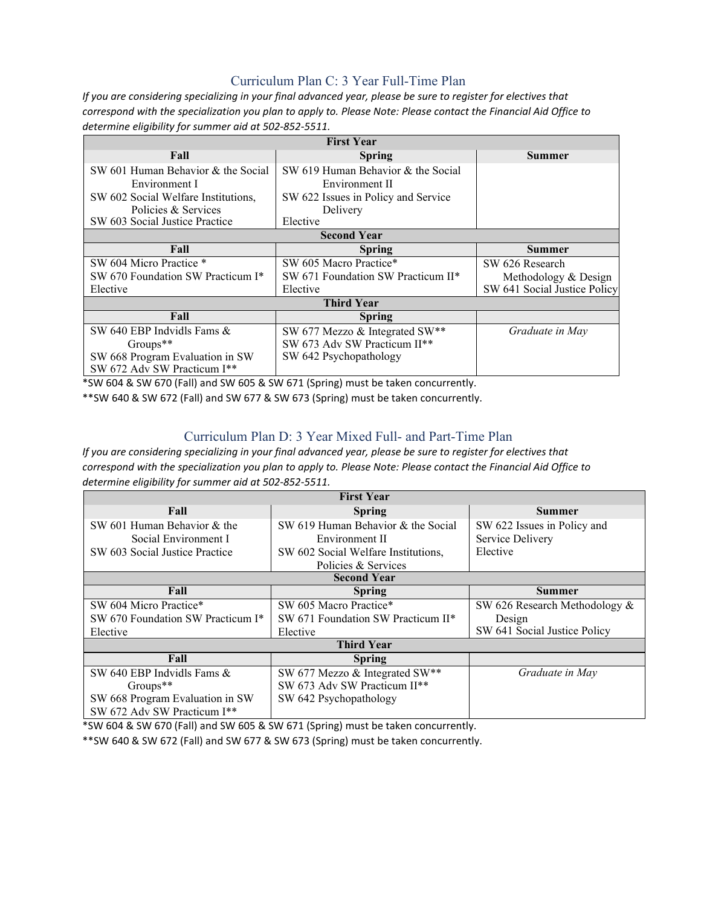## Curriculum Plan C: 3 Year Full-Time Plan

*If you are considering specializing in your final advanced year, please be sure to register for electives that correspond with the specialization you plan to apply to. Please Note: Please contact the Financial Aid Office to determine eligibility for summer aid at 502-852-5511.*

| First Year | | |
|---|---|---|
| **Fall** | **Spring** | **Summer** |
| SW 601 Human Behavior & the Social Environment I<br>SW 602 Social Welfare Institutions, Policies & Services<br>SW 603 Social Justice Practice | SW 619 Human Behavior & the Social Environment II<br>SW 622 Issues in Policy and Service Delivery<br>Elective | |
| **Second Year** | | |
| **Fall** | **Spring** | **Summer** |
| SW 604 Micro Practice *<br>SW 670 Foundation SW Practicum I*<br>Elective | SW 605 Macro Practice*<br>SW 671 Foundation SW Practicum II*<br>Elective | SW 626 Research Methodology & Design<br>SW 641 Social Justice Policy |
| **Third Year** | | |
| **Fall** | **Spring** | |
| SW 640 EBP Indvidls Fams & Groups**<br>SW 668 Program Evaluation in SW<br>SW 672 Adv SW Practicum I** | SW 677 Mezzo & Integrated SW**<br>SW 673 Adv SW Practicum II**<br>SW 642 Psychopathology | *Graduate in May* |

*SW 604 & SW 670 (Fall) and SW 605 & SW 671 (Spring) must be taken concurrently.

**SW 640 & SW 672 (Fall) and SW 677 & SW 673 (Spring) must be taken concurrently.

## Curriculum Plan D: 3 Year Mixed Full- and Part-Time Plan

*If you are considering specializing in your final advanced year, please be sure to register for electives that correspond with the specialization you plan to apply to. Please Note: Please contact the Financial Aid Office to determine eligibility for summer aid at 502-852-5511.*

| First Year | | |
|---|---|---|
| **Fall** | **Spring** | **Summer** |
| SW 601 Human Behavior & the Social Environment I<br>SW 603 Social Justice Practice | SW 619 Human Behavior & the Social Environment II<br>SW 602 Social Welfare Institutions, Policies & Services | SW 622 Issues in Policy and Service Delivery<br>Elective |
| **Second Year** | | |
| **Fall** | **Spring** | **Summer** |
| SW 604 Micro Practice*<br>SW 670 Foundation SW Practicum I*<br>Elective | SW 605 Macro Practice*<br>SW 671 Foundation SW Practicum II*<br>Elective | SW 626 Research Methodology & Design<br>SW 641 Social Justice Policy |
| **Third Year** | | |
| **Fall** | **Spring** | |
| SW 640 EBP Indvidls Fams & Groups**<br>SW 668 Program Evaluation in SW<br>SW 672 Adv SW Practicum I** | SW 677 Mezzo & Integrated SW**<br>SW 673 Adv SW Practicum II**<br>SW 642 Psychopathology | *Graduate in May* |

*SW 604 & SW 670 (Fall) and SW 605 & SW 671 (Spring) must be taken concurrently.

**SW 640 & SW 672 (Fall) and SW 677 & SW 673 (Spring) must be taken concurrently.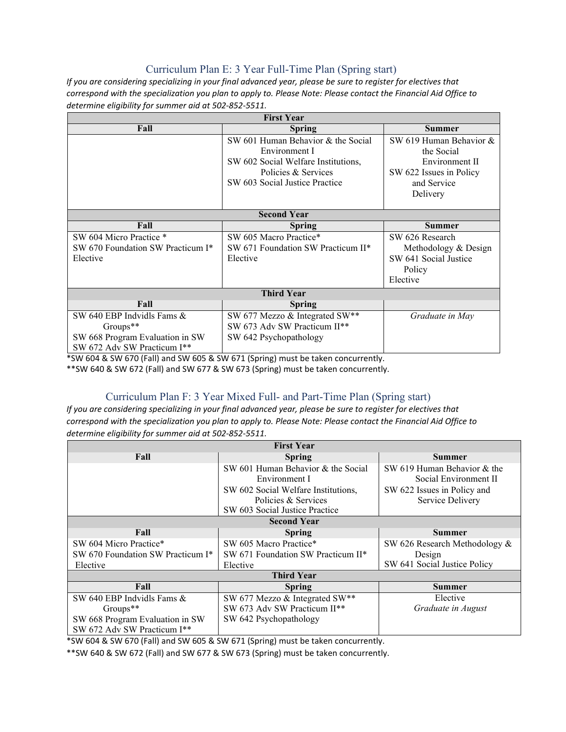## Curriculum Plan E: 3 Year Full-Time Plan (Spring start)

*If you are considering specializing in your final advanced year, please be sure to register for electives that correspond with the specialization you plan to apply to. Please Note: Please contact the Financial Aid Office to determine eligibility for summer aid at 502-852-5511.*

| First Year | | |
|---|---|---|
| **Fall** | **Spring** | **Summer** |
| | SW 601 Human Behavior & the Social Environment I<br>SW 602 Social Welfare Institutions, Policies & Services<br>SW 603 Social Justice Practice | SW 619 Human Behavior & the Social Environment II<br>SW 622 Issues in Policy and Service Delivery |
| **Second Year** | | |
| **Fall** | **Spring** | **Summer** |
| SW 604 Micro Practice *<br>SW 670 Foundation SW Practicum I*<br>Elective | SW 605 Macro Practice*<br>SW 671 Foundation SW Practicum II*<br>Elective | SW 626 Research Methodology & Design<br>SW 641 Social Justice Policy<br>Elective |
| **Third Year** | | |
| **Fall** | **Spring** | |
| SW 640 EBP Indvidls Fams & Groups**<br>SW 668 Program Evaluation in SW<br>SW 672 Adv SW Practicum I** | SW 677 Mezzo & Integrated SW**<br>SW 673 Adv SW Practicum II**<br>SW 642 Psychopathology | *Graduate in May* |

*SW 604 & SW 670 (Fall) and SW 605 & SW 671 (Spring) must be taken concurrently.

**SW 640 & SW 672 (Fall) and SW 677 & SW 673 (Spring) must be taken concurrently.

## Curriculum Plan F: 3 Year Mixed Full- and Part-Time Plan (Spring start)

*If you are considering specializing in your final advanced year, please be sure to register for electives that correspond with the specialization you plan to apply to. Please Note: Please contact the Financial Aid Office to determine eligibility for summer aid at 502-852-5511.*

| First Year | | |
|---|---|---|
| **Fall** | **Spring** | **Summer** |
| | SW 601 Human Behavior & the Social Environment I<br>SW 602 Social Welfare Institutions, Policies & Services<br>SW 603 Social Justice Practice | SW 619 Human Behavior & the Social Environment II<br>SW 622 Issues in Policy and Service Delivery |
| **Second Year** | | |
| **Fall** | **Spring** | **Summer** |
| SW 604 Micro Practice*<br>SW 670 Foundation SW Practicum I*<br>Elective | SW 605 Macro Practice*<br>SW 671 Foundation SW Practicum II*<br>Elective | SW 626 Research Methodology & Design<br>SW 641 Social Justice Policy |
| **Third Year** | | |
| **Fall** | **Spring** | **Summer** |
| SW 640 EBP Indvidls Fams & Groups**<br>SW 668 Program Evaluation in SW<br>SW 672 Adv SW Practicum I** | SW 677 Mezzo & Integrated SW**<br>SW 673 Adv SW Practicum II**<br>SW 642 Psychopathology | Elective<br>*Graduate in August* |

*SW 604 & SW 670 (Fall) and SW 605 & SW 671 (Spring) must be taken concurrently.

**SW 640 & SW 672 (Fall) and SW 677 & SW 673 (Spring) must be taken concurrently.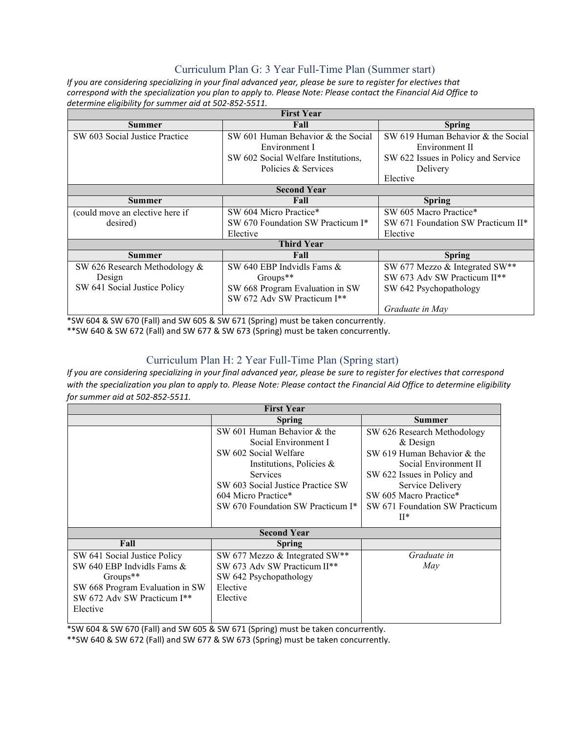## Curriculum Plan G: 3 Year Full-Time Plan (Summer start)

*If you are considering specializing in your final advanced year, please be sure to register for electives that correspond with the specialization you plan to apply to. Please Note: Please contact the Financial Aid Office to determine eligibility for summer aid at 502-852-5511.*

| First Year | | |
|---|---|---|
| **Summer** | **Fall** | **Spring** |
| SW 603 Social Justice Practice | SW 601 Human Behavior & the Social Environment I<br>SW 602 Social Welfare Institutions, Policies & Services | SW 619 Human Behavior & the Social Environment II<br>SW 622 Issues in Policy and Service Delivery<br>Elective |
| **Second Year** | | |
| **Summer** | **Fall** | **Spring** |
| (could move an elective here if desired) | SW 604 Micro Practice*<br>SW 670 Foundation SW Practicum I*<br>Elective | SW 605 Macro Practice*<br>SW 671 Foundation SW Practicum II*<br>Elective |
| **Third Year** | | |
| **Summer** | **Fall** | **Spring** |
| SW 626 Research Methodology & Design<br>SW 641 Social Justice Policy | SW 640 EBP Indvidls Fams & Groups**<br>SW 668 Program Evaluation in SW<br>SW 672 Adv SW Practicum I** | SW 677 Mezzo & Integrated SW**<br>SW 673 Adv SW Practicum II**<br>SW 642 Psychopathology<br><br>*Graduate in May* |

*SW 604 & SW 670 (Fall) and SW 605 & SW 671 (Spring) must be taken concurrently.
**SW 640 & SW 672 (Fall) and SW 677 & SW 673 (Spring) must be taken concurrently.

## Curriculum Plan H: 2 Year Full-Time Plan (Spring start)

*If you are considering specializing in your final advanced year, please be sure to register for electives that correspond with the specialization you plan to apply to. Please Note: Please contact the Financial Aid Office to determine eligibility for summer aid at 502-852-5511.*

| First Year | | |
|---|---|---|
| | **Spring** | **Summer** |
| | SW 601 Human Behavior & the Social Environment I<br>SW 602 Social Welfare Institutions, Policies & Services<br>SW 603 Social Justice Practice SW 604 Micro Practice*<br>SW 670 Foundation SW Practicum I* | SW 626 Research Methodology & Design<br>SW 619 Human Behavior & the Social Environment II<br>SW 622 Issues in Policy and Service Delivery<br>SW 605 Macro Practice*<br>SW 671 Foundation SW Practicum II* |
| **Second Year** | | |
| **Fall** | **Spring** | |
| SW 641 Social Justice Policy<br>SW 640 EBP Indvidls Fams & Groups**<br>SW 668 Program Evaluation in SW<br>SW 672 Adv SW Practicum I**<br>Elective | SW 677 Mezzo & Integrated SW**<br>SW 673 Adv SW Practicum II**<br>SW 642 Psychopathology<br>Elective<br>Elective | *Graduate in May* |

*SW 604 & SW 670 (Fall) and SW 605 & SW 671 (Spring) must be taken concurrently.
**SW 640 & SW 672 (Fall) and SW 677 & SW 673 (Spring) must be taken concurrently.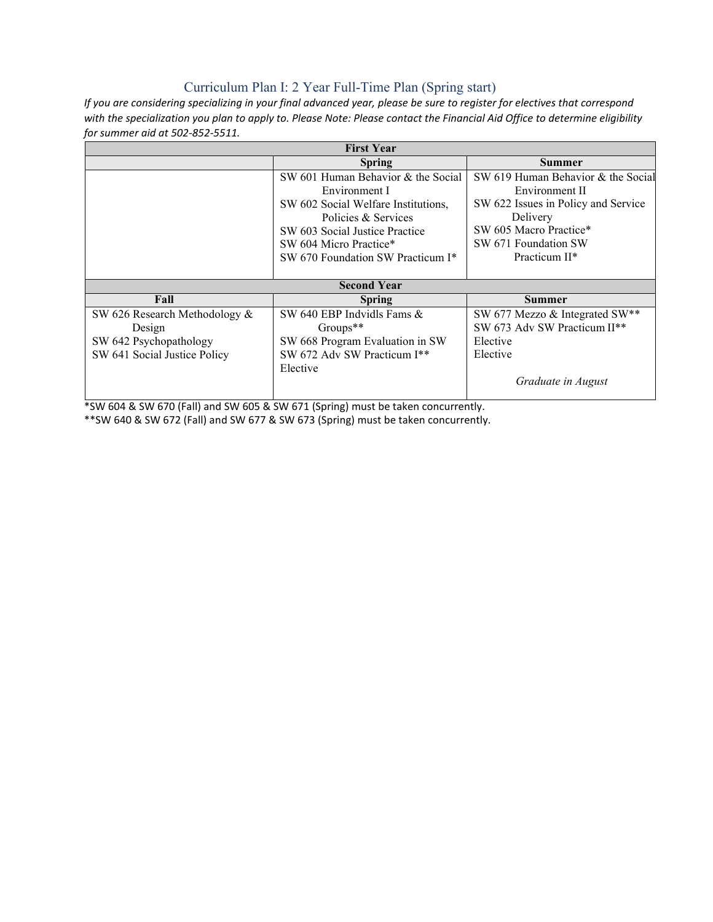## Curriculum Plan I: 2 Year Full-Time Plan (Spring start)

*If you are considering specializing in your final advanced year, please be sure to register for electives that correspond with the specialization you plan to apply to. Please Note: Please contact the Financial Aid Office to determine eligibility for summer aid at 502-852-5511.*

| **First Year** | | |
|---|---|---|
| | **Spring** | **Summer** |
| | SW 601 Human Behavior & the Social Environment I<br>SW 602 Social Welfare Institutions, Policies & Services<br>SW 603 Social Justice Practice<br>SW 604 Micro Practice*<br>SW 670 Foundation SW Practicum I* | SW 619 Human Behavior & the Social Environment II<br>SW 622 Issues in Policy and Service Delivery<br>SW 605 Macro Practice*<br>SW 671 Foundation SW Practicum II* |
| **Second Year** | | |
| **Fall** | **Spring** | **Summer** |
| SW 626 Research Methodology & Design<br>SW 642 Psychopathology<br>SW 641 Social Justice Policy | SW 640 EBP Indvidls Fams & Groups**<br>SW 668 Program Evaluation in SW<br>SW 672 Adv SW Practicum I**<br>Elective | SW 677 Mezzo & Integrated SW**<br>SW 673 Adv SW Practicum II**<br>Elective<br>Elective<br><br>*Graduate in August* |

*SW 604 & SW 670 (Fall) and SW 605 & SW 671 (Spring) must be taken concurrently.

**SW 640 & SW 672 (Fall) and SW 677 & SW 673 (Spring) must be taken concurrently.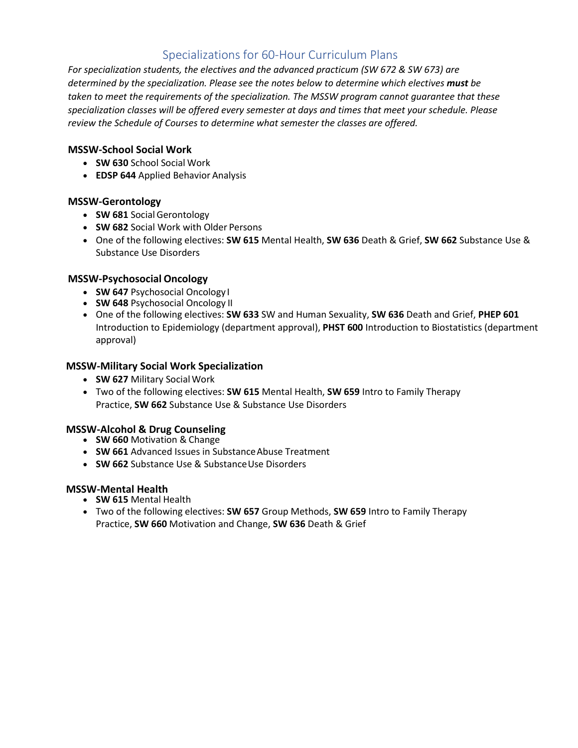# Specializations for 60-Hour Curriculum Plans

*For specialization students, the electives and the advanced practicum (SW 672 & SW 673) are determined by the specialization. Please see the notes below to determine which electives **must** be taken to meet the requirements of the specialization. The MSSW program cannot guarantee that these specialization classes will be offered every semester at days and times that meet your schedule. Please review the Schedule of Courses to determine what semester the classes are offered.*

### MSSW-School Social Work

- **SW 630** School Social Work
- **EDSP 644** Applied Behavior Analysis

### MSSW-Gerontology

- **SW 681** Social Gerontology
- **SW 682** Social Work with Older Persons
- One of the following electives: **SW 615** Mental Health, **SW 636** Death & Grief, **SW 662** Substance Use & Substance Use Disorders

### MSSW-Psychosocial Oncology

- **SW 647** Psychosocial Oncology I
- **SW 648** Psychosocial Oncology II
- One of the following electives: **SW 633** SW and Human Sexuality, **SW 636** Death and Grief, **PHEP 601** Introduction to Epidemiology (department approval), **PHST 600** Introduction to Biostatistics (department approval)

### MSSW-Military Social Work Specialization

- **SW 627** Military Social Work
- Two of the following electives: **SW 615** Mental Health, **SW 659** Intro to Family Therapy Practice, **SW 662** Substance Use & Substance Use Disorders

### MSSW-Alcohol & Drug Counseling

- **SW 660** Motivation & Change
- **SW 661** Advanced Issues in Substance Abuse Treatment
- **SW 662** Substance Use & Substance Use Disorders

### MSSW-Mental Health

- **SW 615** Mental Health
- Two of the following electives: **SW 657** Group Methods, **SW 659** Intro to Family Therapy Practice, **SW 660** Motivation and Change, **SW 636** Death & Grief